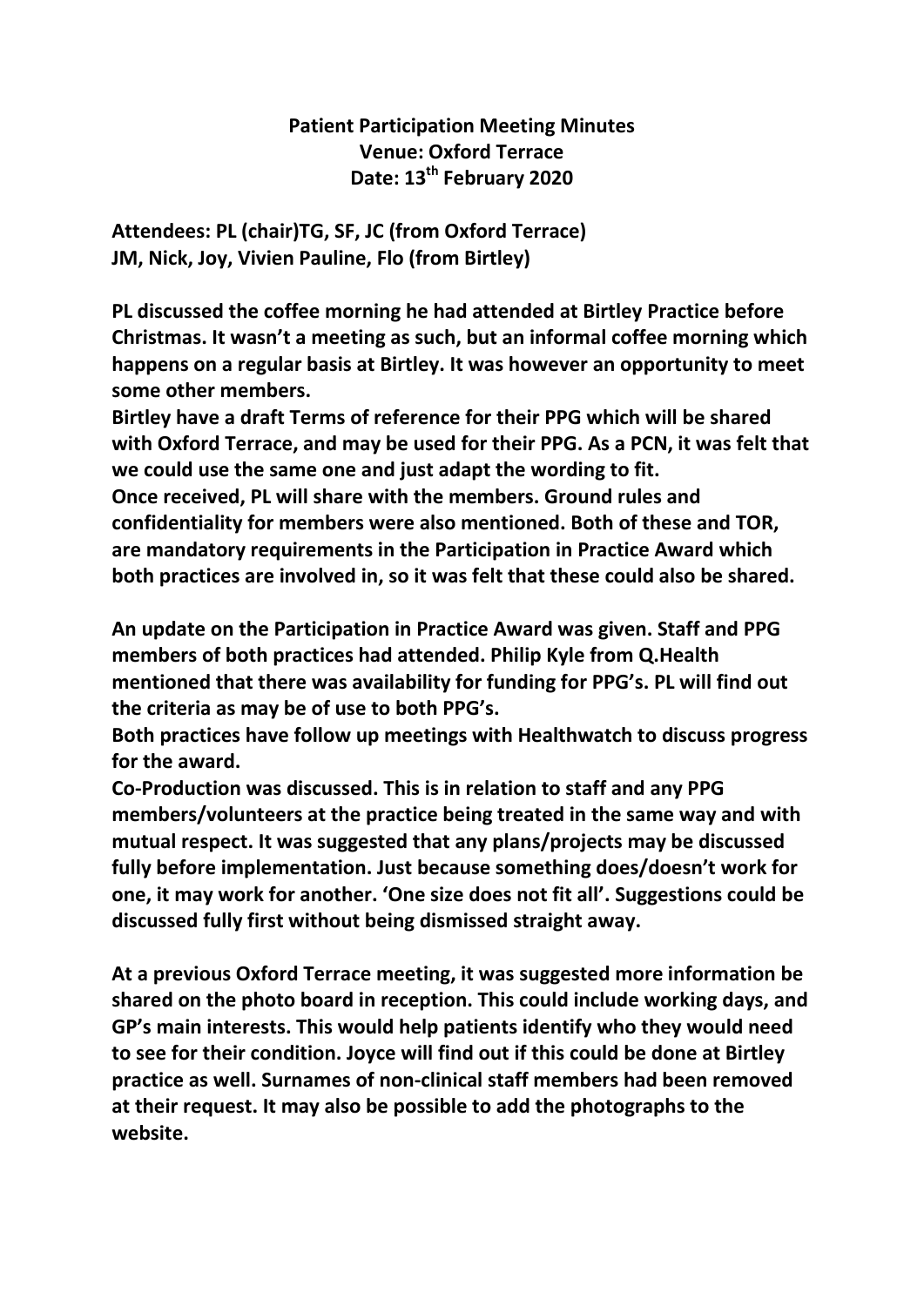**Patient Participation Meeting Minutes**
**Venue: Oxford Terrace**
**Date: 13th February 2020**

**Attendees: PL (chair)TG, SF, JC (from Oxford Terrace)**
**JM, Nick, Joy, Vivien Pauline, Flo (from Birtley)**

**PL discussed the coffee morning he had attended at Birtley Practice before Christmas. It wasn't a meeting as such, but an informal coffee morning which happens on a regular basis at Birtley. It was however an opportunity to meet some other members.**
**Birtley have a draft Terms of reference for their PPG which will be shared with Oxford Terrace, and may be used for their PPG. As a PCN, it was felt that we could use the same one and just adapt the wording to fit.**
**Once received, PL will share with the members. Ground rules and confidentiality for members were also mentioned. Both of these and TOR, are mandatory requirements in the Participation in Practice Award which both practices are involved in, so it was felt that these could also be shared.**

**An update on the Participation in Practice Award was given. Staff and PPG members of both practices had attended. Philip Kyle from Q.Health mentioned that there was availability for funding for PPG's. PL will find out the criteria as may be of use to both PPG's.**
**Both practices have follow up meetings with Healthwatch to discuss progress for the award.**
**Co-Production was discussed. This is in relation to staff and any PPG members/volunteers at the practice being treated in the same way and with mutual respect. It was suggested that any plans/projects may be discussed fully before implementation. Just because something does/doesn't work for one, it may work for another. 'One size does not fit all'. Suggestions could be discussed fully first without being dismissed straight away.**

**At a previous Oxford Terrace meeting, it was suggested more information be shared on the photo board in reception. This could include working days, and GP's main interests. This would help patients identify who they would need to see for their condition. Joyce will find out if this could be done at Birtley practice as well. Surnames of non-clinical staff members had been removed at their request. It may also be possible to add the photographs to the website.**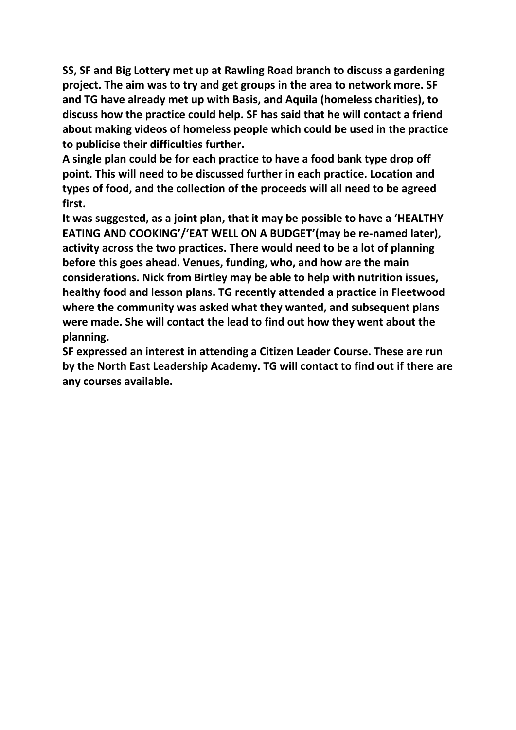**SS, SF and Big Lottery met up at Rawling Road branch to discuss a gardening project. The aim was to try and get groups in the area to network more. SF and TG have already met up with Basis, and Aquila (homeless charities), to discuss how the practice could help. SF has said that he will contact a friend about making videos of homeless people which could be used in the practice to publicise their difficulties further.**

**A single plan could be for each practice to have a food bank type drop off point. This will need to be discussed further in each practice. Location and types of food, and the collection of the proceeds will all need to be agreed first.**

**It was suggested, as a joint plan, that it may be possible to have a 'HEALTHY EATING AND COOKING'/'EAT WELL ON A BUDGET'(may be re-named later), activity across the two practices. There would need to be a lot of planning before this goes ahead. Venues, funding, who, and how are the main considerations. Nick from Birtley may be able to help with nutrition issues, healthy food and lesson plans. TG recently attended a practice in Fleetwood where the community was asked what they wanted, and subsequent plans were made. She will contact the lead to find out how they went about the planning.**

**SF expressed an interest in attending a Citizen Leader Course. These are run by the North East Leadership Academy. TG will contact to find out if there are any courses available.**